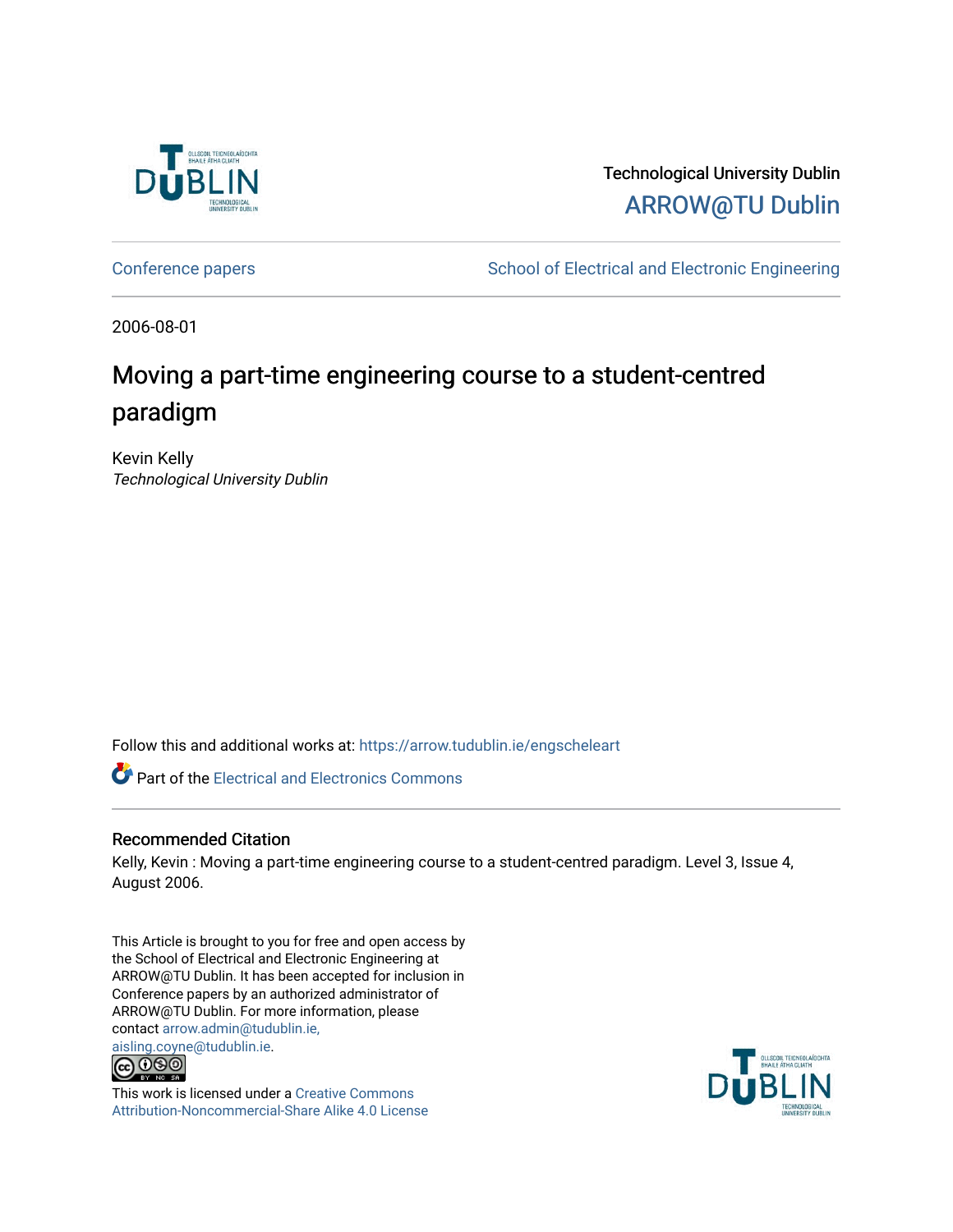Technological University Dublin

ARROW@TU Dublin

Conference papers | School of Electrical and Electronic Engineering

2006-08-01

# Moving a part-time engineering course to a student-centred paradigm

Kevin Kelly
*Technological University Dublin*

Follow this and additional works at: https://arrow.tudublin.ie/engscheleart

Part of the Electrical and Electronics Commons

## Recommended Citation

Kelly, Kevin : Moving a part-time engineering course to a student-centred paradigm. Level 3, Issue 4, August 2006.

This Article is brought to you for free and open access by the School of Electrical and Electronic Engineering at ARROW@TU Dublin. It has been accepted for inclusion in Conference papers by an authorized administrator of ARROW@TU Dublin. For more information, please contact arrow.admin@tudublin.ie, aisling.coyne@tudublin.ie.

This work is licensed under a Creative Commons Attribution-Noncommercial-Share Alike 4.0 License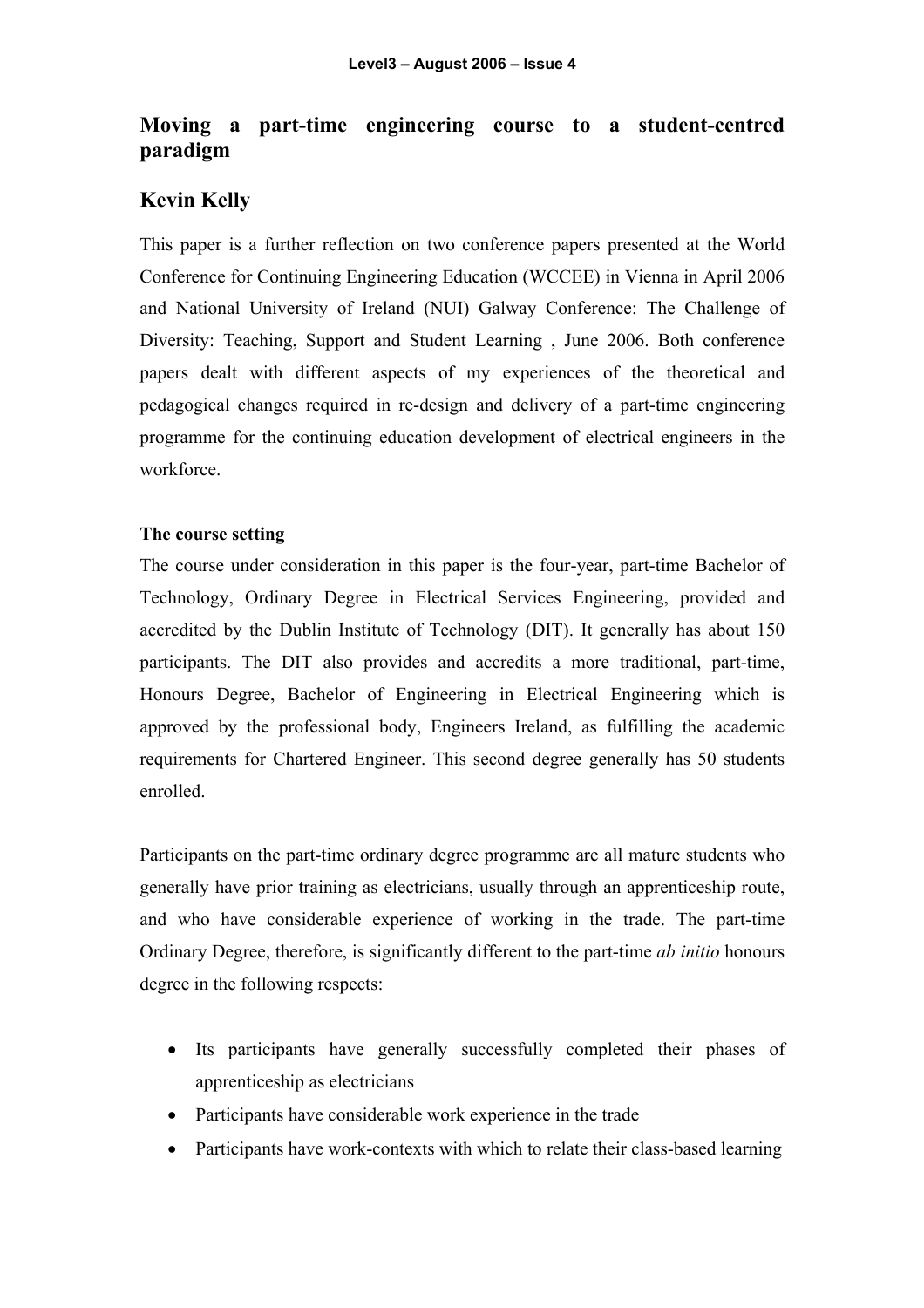## Moving a part-time engineering course to a student-centred paradigm

## Kevin Kelly

This paper is a further reflection on two conference papers presented at the World Conference for Continuing Engineering Education (WCCEE) in Vienna in April 2006 and National University of Ireland (NUI) Galway Conference: The Challenge of Diversity: Teaching, Support and Student Learning , June 2006. Both conference papers dealt with different aspects of my experiences of the theoretical and pedagogical changes required in re-design and delivery of a part-time engineering programme for the continuing education development of electrical engineers in the workforce.

**The course setting**

The course under consideration in this paper is the four-year, part-time Bachelor of Technology, Ordinary Degree in Electrical Services Engineering, provided and accredited by the Dublin Institute of Technology (DIT). It generally has about 150 participants. The DIT also provides and accredits a more traditional, part-time, Honours Degree, Bachelor of Engineering in Electrical Engineering which is approved by the professional body, Engineers Ireland, as fulfilling the academic requirements for Chartered Engineer. This second degree generally has 50 students enrolled.

Participants on the part-time ordinary degree programme are all mature students who generally have prior training as electricians, usually through an apprenticeship route, and who have considerable experience of working in the trade. The part-time Ordinary Degree, therefore, is significantly different to the part-time *ab initio* honours degree in the following respects:

- Its participants have generally successfully completed their phases of apprenticeship as electricians
- Participants have considerable work experience in the trade
- Participants have work-contexts with which to relate their class-based learning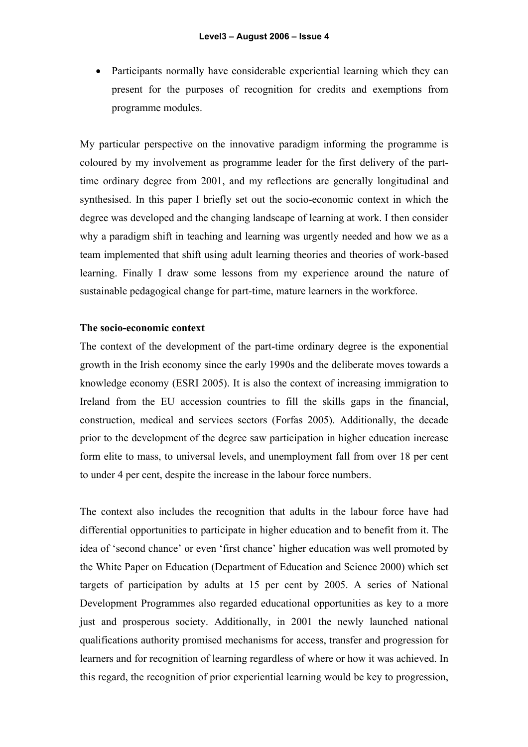- Participants normally have considerable experiential learning which they can present for the purposes of recognition for credits and exemptions from programme modules.

My particular perspective on the innovative paradigm informing the programme is coloured by my involvement as programme leader for the first delivery of the part-time ordinary degree from 2001, and my reflections are generally longitudinal and synthesised. In this paper I briefly set out the socio-economic context in which the degree was developed and the changing landscape of learning at work. I then consider why a paradigm shift in teaching and learning was urgently needed and how we as a team implemented that shift using adult learning theories and theories of work-based learning. Finally I draw some lessons from my experience around the nature of sustainable pedagogical change for part-time, mature learners in the workforce.

**The socio-economic context**

The context of the development of the part-time ordinary degree is the exponential growth in the Irish economy since the early 1990s and the deliberate moves towards a knowledge economy (ESRI 2005). It is also the context of increasing immigration to Ireland from the EU accession countries to fill the skills gaps in the financial, construction, medical and services sectors (Forfas 2005). Additionally, the decade prior to the development of the degree saw participation in higher education increase form elite to mass, to universal levels, and unemployment fall from over 18 per cent to under 4 per cent, despite the increase in the labour force numbers.

The context also includes the recognition that adults in the labour force have had differential opportunities to participate in higher education and to benefit from it. The idea of 'second chance' or even 'first chance' higher education was well promoted by the White Paper on Education (Department of Education and Science 2000) which set targets of participation by adults at 15 per cent by 2005. A series of National Development Programmes also regarded educational opportunities as key to a more just and prosperous society. Additionally, in 2001 the newly launched national qualifications authority promised mechanisms for access, transfer and progression for learners and for recognition of learning regardless of where or how it was achieved. In this regard, the recognition of prior experiential learning would be key to progression,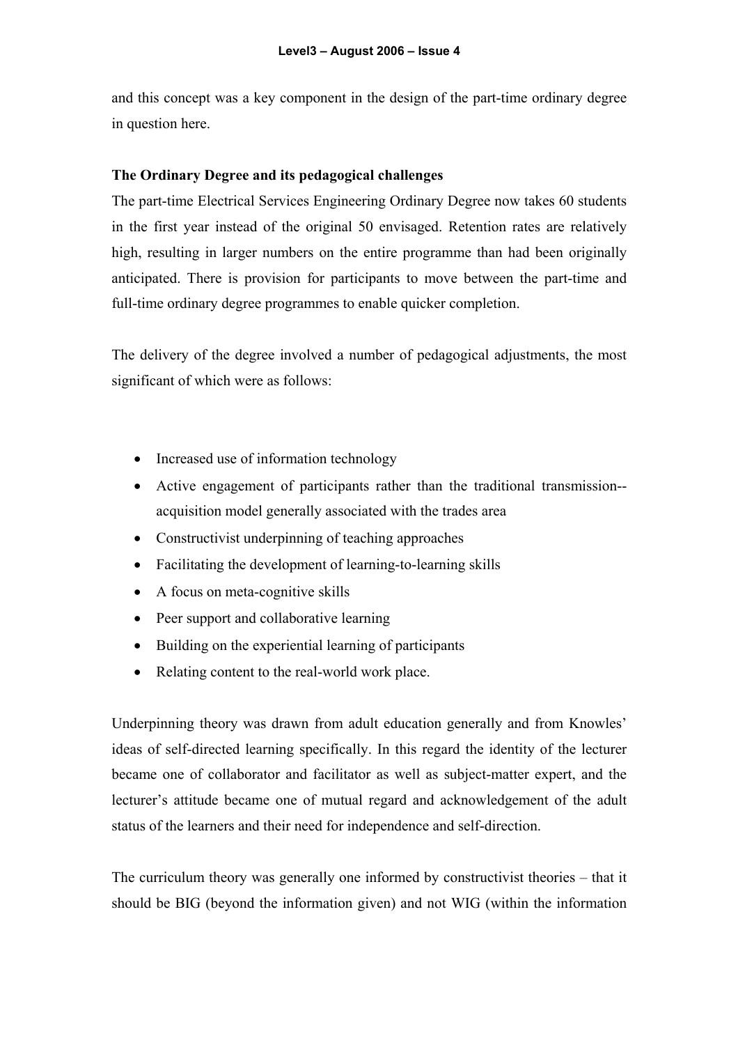and this concept was a key component in the design of the part-time ordinary degree in question here.

**The Ordinary Degree and its pedagogical challenges**

The part-time Electrical Services Engineering Ordinary Degree now takes 60 students in the first year instead of the original 50 envisaged. Retention rates are relatively high, resulting in larger numbers on the entire programme than had been originally anticipated. There is provision for participants to move between the part-time and full-time ordinary degree programmes to enable quicker completion.

The delivery of the degree involved a number of pedagogical adjustments, the most significant of which were as follows:

- Increased use of information technology
- Active engagement of participants rather than the traditional transmission--acquisition model generally associated with the trades area
- Constructivist underpinning of teaching approaches
- Facilitating the development of learning-to-learning skills
- A focus on meta-cognitive skills
- Peer support and collaborative learning
- Building on the experiential learning of participants
- Relating content to the real-world work place.

Underpinning theory was drawn from adult education generally and from Knowles' ideas of self-directed learning specifically. In this regard the identity of the lecturer became one of collaborator and facilitator as well as subject-matter expert, and the lecturer's attitude became one of mutual regard and acknowledgement of the adult status of the learners and their need for independence and self-direction.

The curriculum theory was generally one informed by constructivist theories – that it should be BIG (beyond the information given) and not WIG (within the information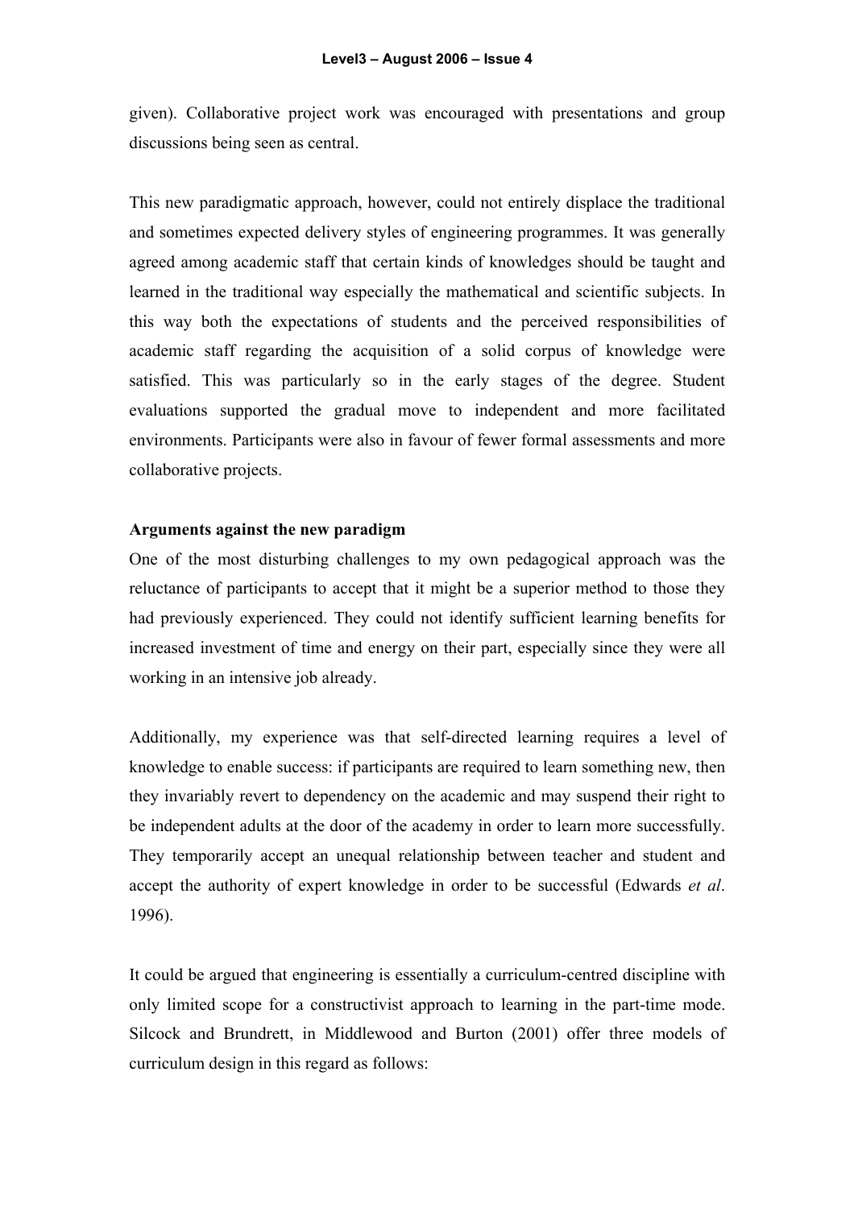given). Collaborative project work was encouraged with presentations and group discussions being seen as central.

This new paradigmatic approach, however, could not entirely displace the traditional and sometimes expected delivery styles of engineering programmes. It was generally agreed among academic staff that certain kinds of knowledges should be taught and learned in the traditional way especially the mathematical and scientific subjects. In this way both the expectations of students and the perceived responsibilities of academic staff regarding the acquisition of a solid corpus of knowledge were satisfied. This was particularly so in the early stages of the degree. Student evaluations supported the gradual move to independent and more facilitated environments. Participants were also in favour of fewer formal assessments and more collaborative projects.

**Arguments against the new paradigm**

One of the most disturbing challenges to my own pedagogical approach was the reluctance of participants to accept that it might be a superior method to those they had previously experienced. They could not identify sufficient learning benefits for increased investment of time and energy on their part, especially since they were all working in an intensive job already.

Additionally, my experience was that self-directed learning requires a level of knowledge to enable success: if participants are required to learn something new, then they invariably revert to dependency on the academic and may suspend their right to be independent adults at the door of the academy in order to learn more successfully. They temporarily accept an unequal relationship between teacher and student and accept the authority of expert knowledge in order to be successful (Edwards *et al*. 1996).

It could be argued that engineering is essentially a curriculum-centred discipline with only limited scope for a constructivist approach to learning in the part-time mode. Silcock and Brundrett, in Middlewood and Burton (2001) offer three models of curriculum design in this regard as follows: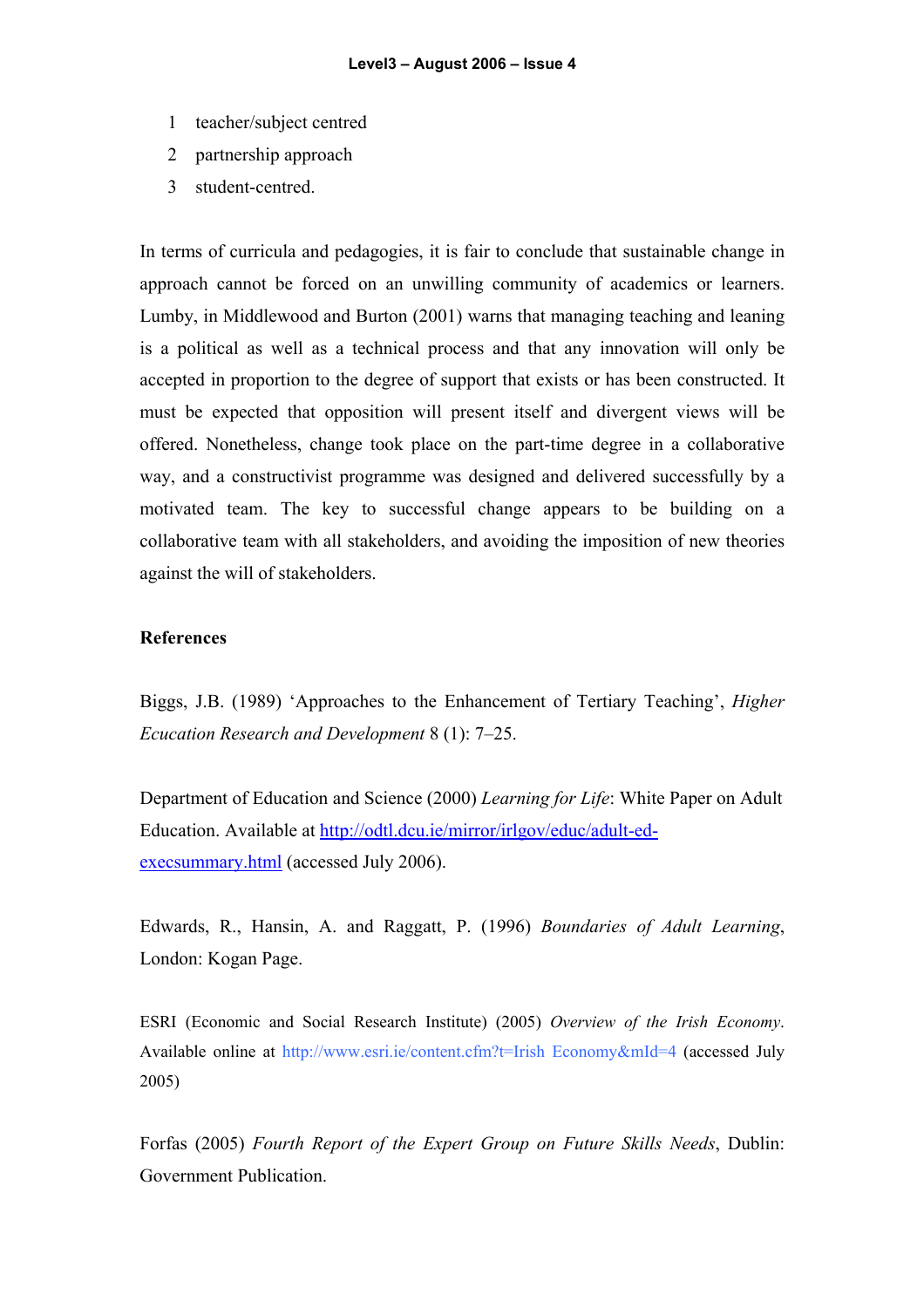1. teacher/subject centred
2. partnership approach
3. student-centred.

In terms of curricula and pedagogies, it is fair to conclude that sustainable change in approach cannot be forced on an unwilling community of academics or learners. Lumby, in Middlewood and Burton (2001) warns that managing teaching and leaning is a political as well as a technical process and that any innovation will only be accepted in proportion to the degree of support that exists or has been constructed. It must be expected that opposition will present itself and divergent views will be offered. Nonetheless, change took place on the part-time degree in a collaborative way, and a constructivist programme was designed and delivered successfully by a motivated team. The key to successful change appears to be building on a collaborative team with all stakeholders, and avoiding the imposition of new theories against the will of stakeholders.

**References**

Biggs, J.B. (1989) 'Approaches to the Enhancement of Tertiary Teaching', *Higher Ecucation Research and Development* 8 (1): 7–25.

Department of Education and Science (2000) *Learning for Life*: White Paper on Adult Education. Available at http://odtl.dcu.ie/mirror/irlgov/educ/adult-ed-execsummary.html (accessed July 2006).

Edwards, R., Hansin, A. and Raggatt, P. (1996) *Boundaries of Adult Learning*, London: Kogan Page.

ESRI (Economic and Social Research Institute) (2005) *Overview of the Irish Economy*. Available online at http://www.esri.ie/content.cfm?t=Irish Economy&mId=4 (accessed July 2005)

Forfas (2005) *Fourth Report of the Expert Group on Future Skills Needs*, Dublin: Government Publication.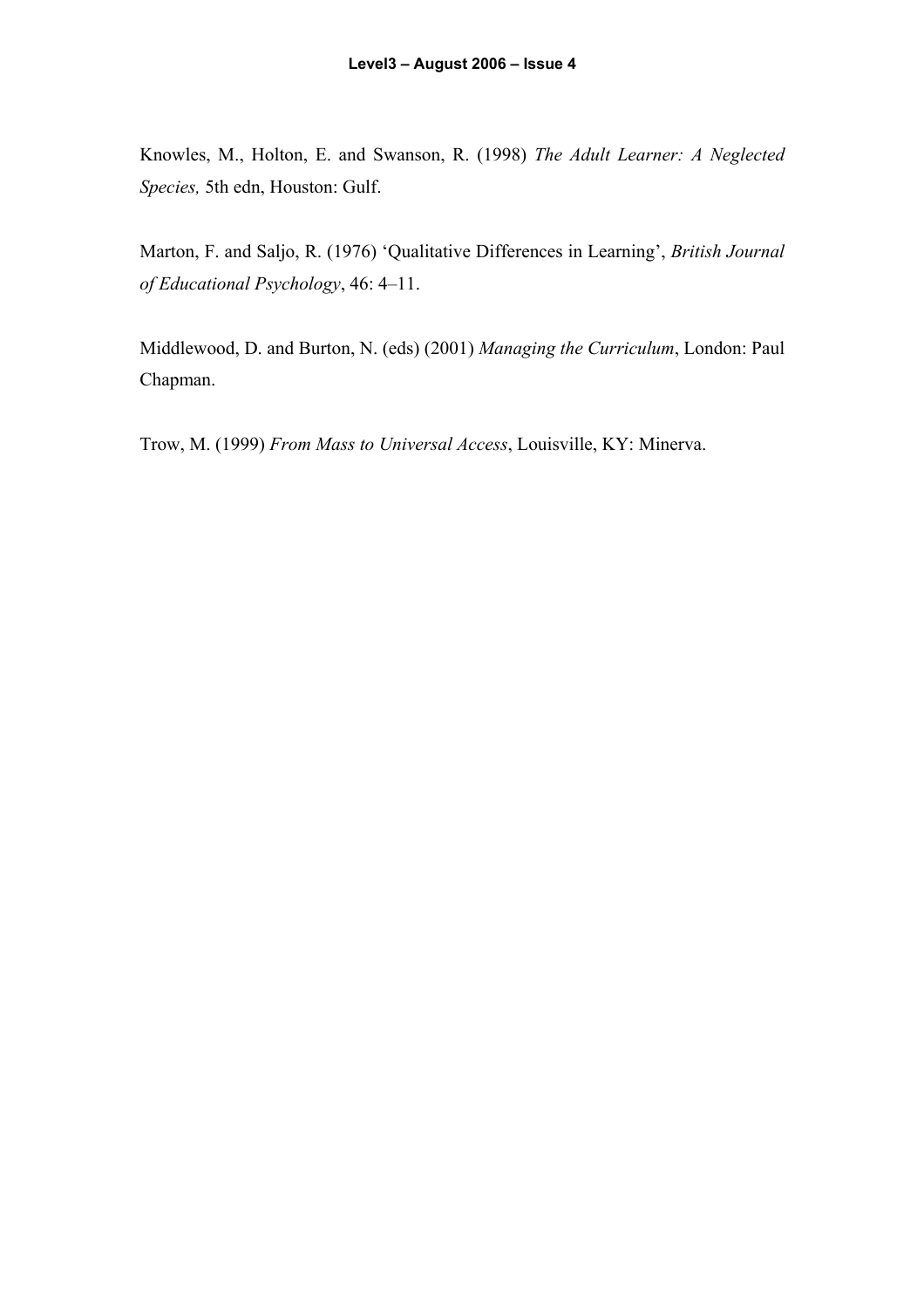Knowles, M., Holton, E. and Swanson, R. (1998) *The Adult Learner: A Neglected Species,* 5th edn, Houston: Gulf.

Marton, F. and Saljo, R. (1976) 'Qualitative Differences in Learning', *British Journal of Educational Psychology*, 46: 4–11.

Middlewood, D. and Burton, N. (eds) (2001) *Managing the Curriculum*, London: Paul Chapman.

Trow, M. (1999) *From Mass to Universal Access*, Louisville, KY: Minerva.